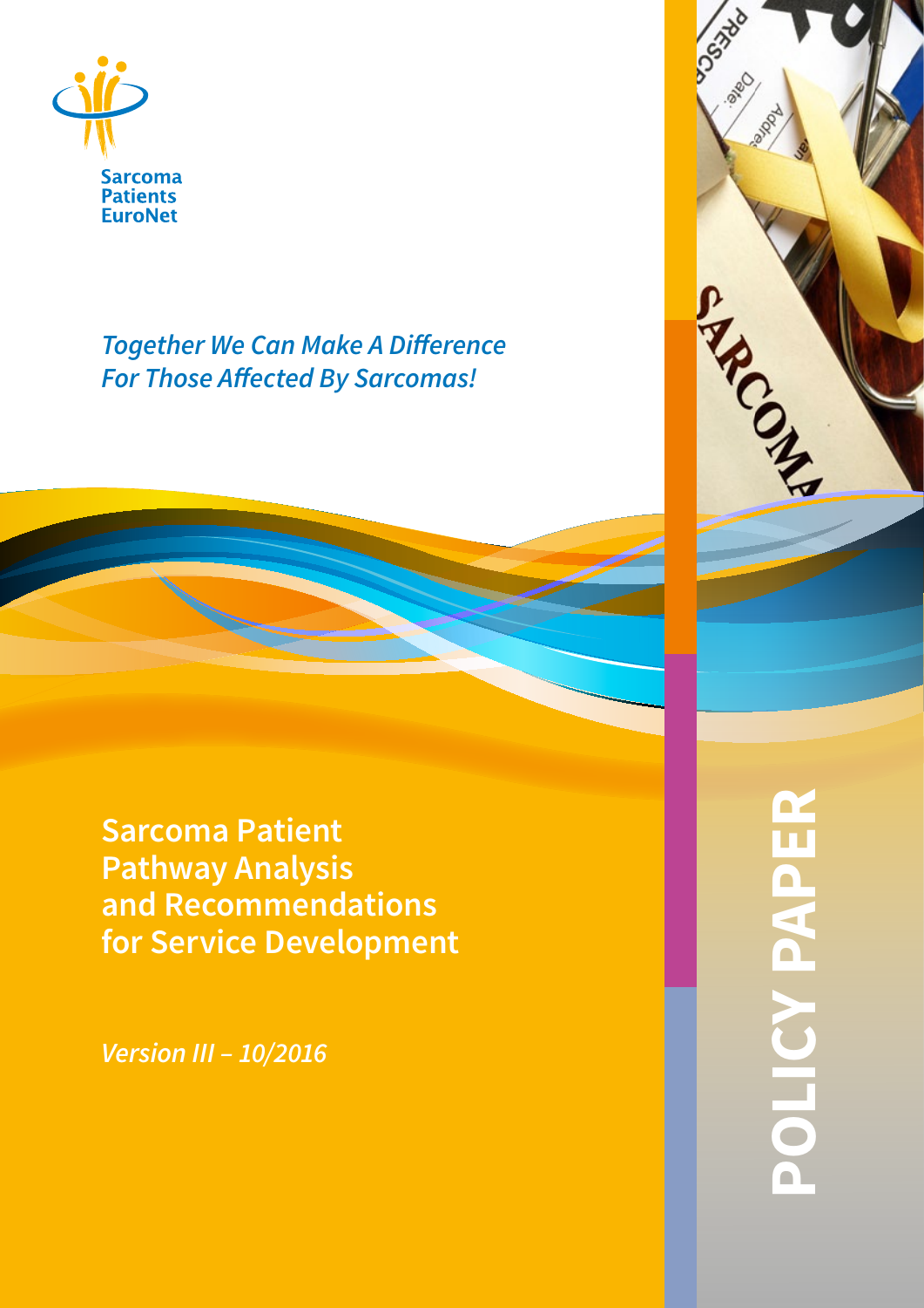Sarcoma Patients EuroNet

*Together We Can Make A Difference For Those Affected By Sarcomas!*

# Sarcoma Patient Pathway Analysis and Recommendations for Service Development

*Version III – 10/2016*

**POLICY PAPER**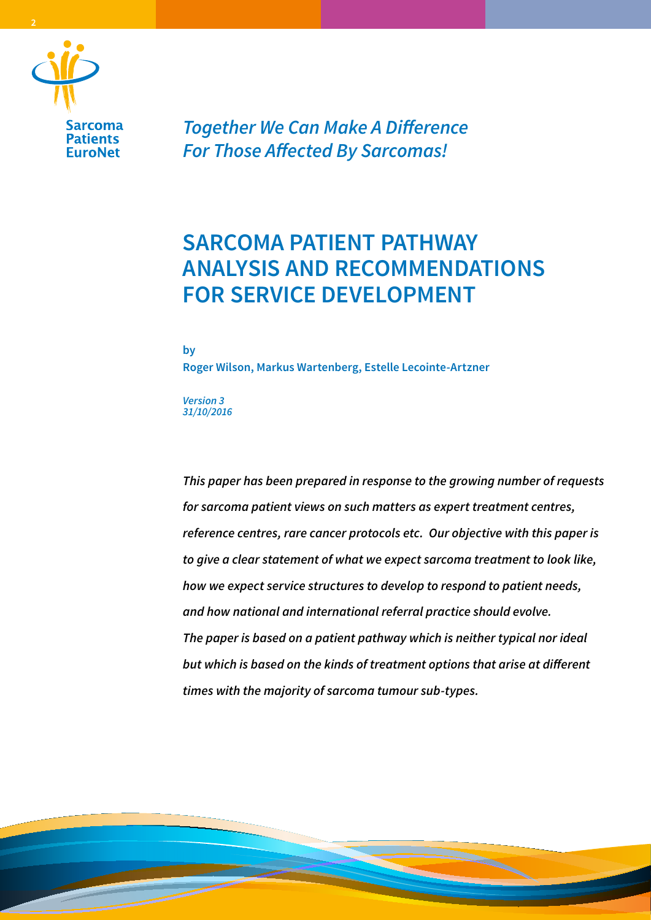Sarcoma Patients EuroNet

*Together We Can Make A Difference For Those Affected By Sarcomas!*

# SARCOMA PATIENT PATHWAY ANALYSIS AND RECOMMENDATIONS FOR SERVICE DEVELOPMENT

**by**

**Roger Wilson, Markus Wartenberg, Estelle Lecointe-Artzner**

***Version 3***
***31/10/2016***

***This paper has been prepared in response to the growing number of requests for sarcoma patient views on such matters as expert treatment centres, reference centres, rare cancer protocols etc. Our objective with this paper is to give a clear statement of what we expect sarcoma treatment to look like, how we expect service structures to develop to respond to patient needs, and how national and international referral practice should evolve. The paper is based on a patient pathway which is neither typical nor ideal but which is based on the kinds of treatment options that arise at different times with the majority of sarcoma tumour sub-types.***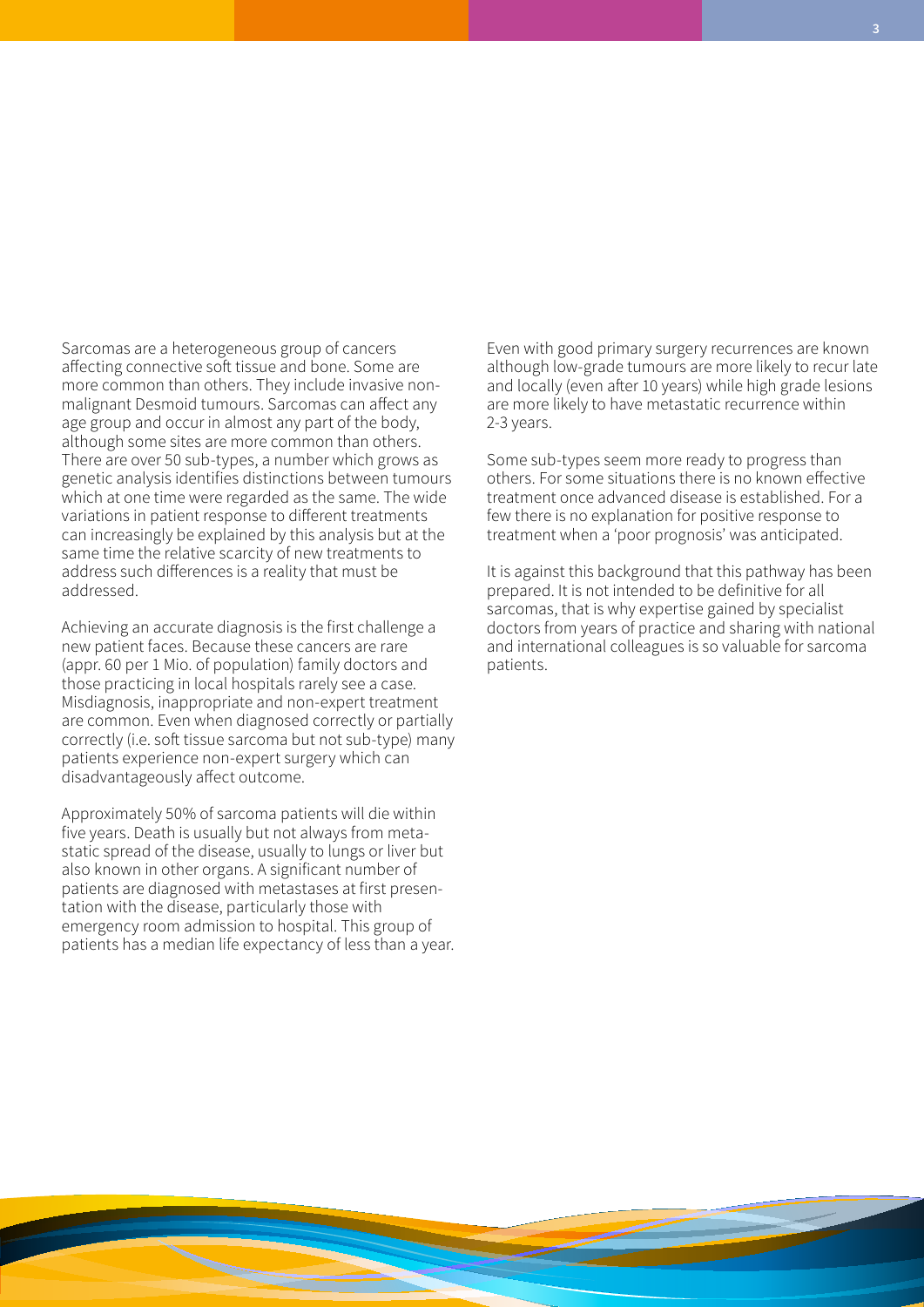Sarcomas are a heterogeneous group of cancers affecting connective soft tissue and bone. Some are more common than others. They include invasive non-malignant Desmoid tumours. Sarcomas can affect any age group and occur in almost any part of the body, although some sites are more common than others. There are over 50 sub-types, a number which grows as genetic analysis identifies distinctions between tumours which at one time were regarded as the same. The wide variations in patient response to different treatments can increasingly be explained by this analysis but at the same time the relative scarcity of new treatments to address such differences is a reality that must be addressed.

Achieving an accurate diagnosis is the first challenge a new patient faces. Because these cancers are rare (appr. 60 per 1 Mio. of population) family doctors and those practicing in local hospitals rarely see a case. Misdiagnosis, inappropriate and non-expert treatment are common. Even when diagnosed correctly or partially correctly (i.e. soft tissue sarcoma but not sub-type) many patients experience non-expert surgery which can disadvantageously affect outcome.

Approximately 50% of sarcoma patients will die within five years. Death is usually but not always from metastatic spread of the disease, usually to lungs or liver but also known in other organs. A significant number of patients are diagnosed with metastases at first presentation with the disease, particularly those with emergency room admission to hospital. This group of patients has a median life expectancy of less than a year.

Even with good primary surgery recurrences are known although low-grade tumours are more likely to recur late and locally (even after 10 years) while high grade lesions are more likely to have metastatic recurrence within 2-3 years.

Some sub-types seem more ready to progress than others. For some situations there is no known effective treatment once advanced disease is established. For a few there is no explanation for positive response to treatment when a 'poor prognosis' was anticipated.

It is against this background that this pathway has been prepared. It is not intended to be definitive for all sarcomas, that is why expertise gained by specialist doctors from years of practice and sharing with national and international colleagues is so valuable for sarcoma patients.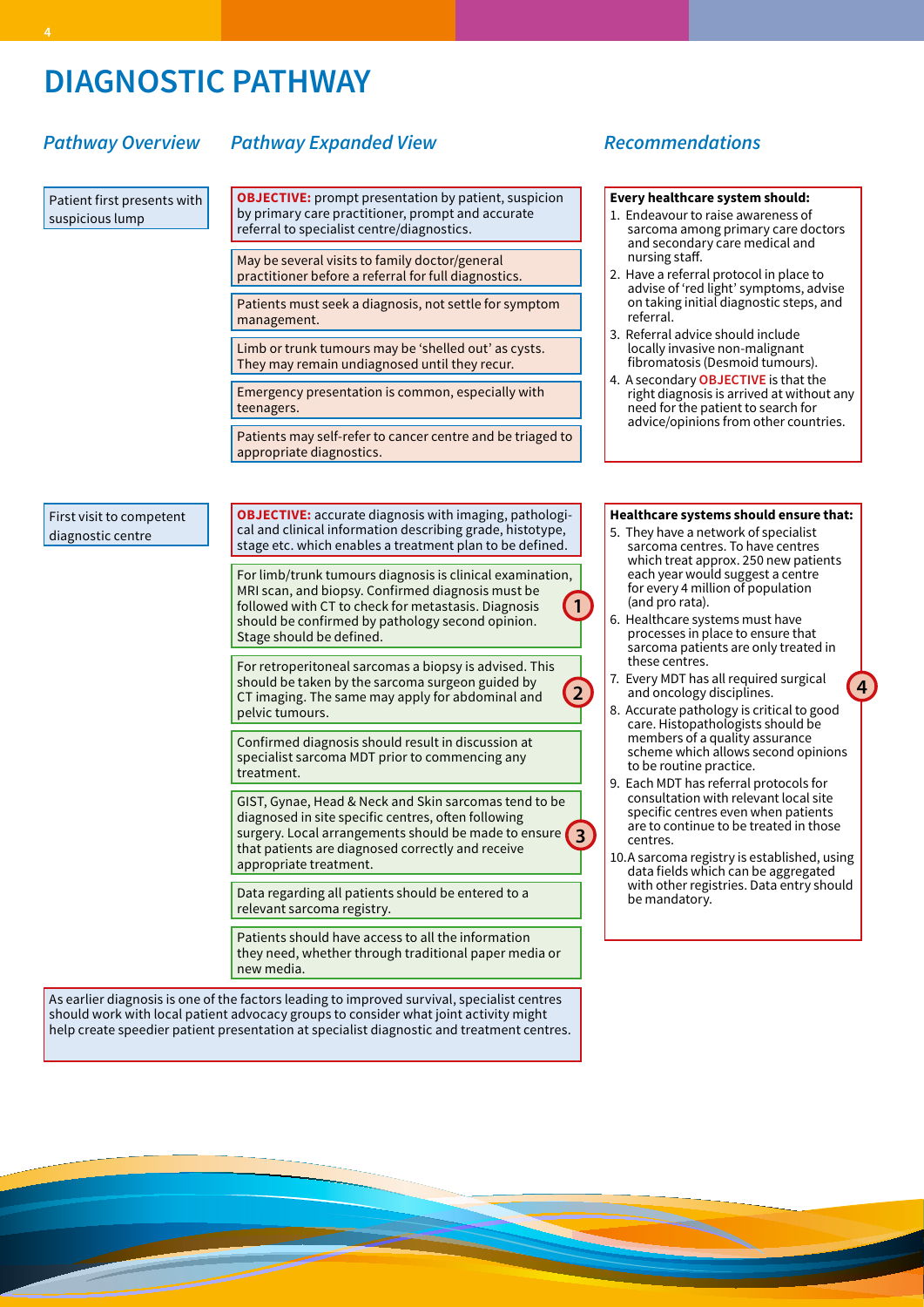# DIAGNOSTIC PATHWAY

### *Pathway Overview*

### *Pathway Expanded View*

### *Recommendations*

Patient first presents with suspicious lump

**OBJECTIVE:** prompt presentation by patient, suspicion by primary care practitioner, prompt and accurate referral to specialist centre/diagnostics.

May be several visits to family doctor/general practitioner before a referral for full diagnostics.

Patients must seek a diagnosis, not settle for symptom management.

Limb or trunk tumours may be 'shelled out' as cysts. They may remain undiagnosed until they recur.

Emergency presentation is common, especially with teenagers.

Patients may self-refer to cancer centre and be triaged to appropriate diagnostics.

**Every healthcare system should:**

1. Endeavour to raise awareness of sarcoma among primary care doctors and secondary care medical and nursing staff.
2. Have a referral protocol in place to advise of 'red light' symptoms, advise on taking initial diagnostic steps, and referral.
3. Referral advice should include locally invasive non-malignant fibromatosis (Desmoid tumours).
4. A secondary **OBJECTIVE** is that the right diagnosis is arrived at without any need for the patient to search for advice/opinions from other countries.

First visit to competent diagnostic centre

**OBJECTIVE:** accurate diagnosis with imaging, pathological and clinical information describing grade, histotype, stage etc. which enables a treatment plan to be defined.

For limb/trunk tumours diagnosis is clinical examination, MRI scan, and biopsy. Confirmed diagnosis must be followed with CT to check for metastasis. Diagnosis should be confirmed by pathology second opinion. Stage should be defined. (1)

For retroperitoneal sarcomas a biopsy is advised. This should be taken by the sarcoma surgeon guided by CT imaging. The same may apply for abdominal and pelvic tumours. (2)

Confirmed diagnosis should result in discussion at specialist sarcoma MDT prior to commencing any treatment.

GIST, Gynae, Head & Neck and Skin sarcomas tend to be diagnosed in site specific centres, often following surgery. Local arrangements should be made to ensure that patients are diagnosed correctly and receive appropriate treatment. (3)

Data regarding all patients should be entered to a relevant sarcoma registry.

Patients should have access to all the information they need, whether through traditional paper media or new media.

**Healthcare systems should ensure that:**

5. They have a network of specialist sarcoma centres. To have centres which treat approx. 250 new patients each year would suggest a centre for every 4 million of population (and pro rata).
6. Healthcare systems must have processes in place to ensure that sarcoma patients are only treated in these centres.
7. Every MDT has all required surgical and oncology disciplines. (4)
8. Accurate pathology is critical to good care. Histopathologists should be members of a quality assurance scheme which allows second opinions to be routine practice.
9. Each MDT has referral protocols for consultation with relevant local site specific centres even when patients are to continue to be treated in those centres.
10. A sarcoma registry is established, using data fields which can be aggregated with other registries. Data entry should be mandatory.

As earlier diagnosis is one of the factors leading to improved survival, specialist centres should work with local patient advocacy groups to consider what joint activity might help create speedier patient presentation at specialist diagnostic and treatment centres.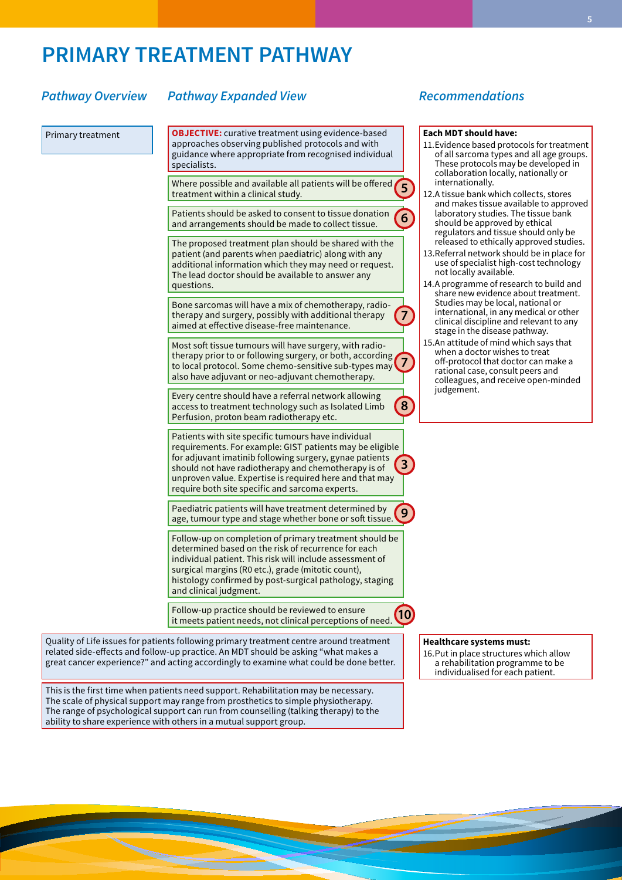# PRIMARY TREATMENT PATHWAY

### *Pathway Overview*

Primary treatment

### *Pathway Expanded View*

**OBJECTIVE:** curative treatment using evidence-based approaches observing published protocols and with guidance where appropriate from recognised individual specialists.

Where possible and available all patients will be offered treatment within a clinical study. **5**

Patients should be asked to consent to tissue donation and arrangements should be made to collect tissue. **6**

The proposed treatment plan should be shared with the patient (and parents when paediatric) along with any additional information which they may need or request. The lead doctor should be available to answer any questions.

Bone sarcomas will have a mix of chemotherapy, radio-therapy and surgery, possibly with additional therapy aimed at effective disease-free maintenance. **7**

Most soft tissue tumours will have surgery, with radio-therapy prior to or following surgery, or both, according to local protocol. Some chemo-sensitive sub-types may also have adjuvant or neo-adjuvant chemotherapy. **7**

Every centre should have a referral network allowing access to treatment technology such as Isolated Limb Perfusion, proton beam radiotherapy etc. **8**

Patients with site specific tumours have individual requirements. For example: GIST patients may be eligible for adjuvant imatinib following surgery, gynae patients should not have radiotherapy and chemotherapy is of unproven value. Expertise is required here and that may require both site specific and sarcoma experts. **3**

Paediatric patients will have treatment determined by age, tumour type and stage whether bone or soft tissue. **9**

Follow-up on completion of primary treatment should be determined based on the risk of recurrence for each individual patient. This risk will include assessment of surgical margins (R0 etc.), grade (mitotic count), histology confirmed by post-surgical pathology, staging and clinical judgment.

Follow-up practice should be reviewed to ensure it meets patient needs, not clinical perceptions of need. **10**

Quality of Life issues for patients following primary treatment centre around treatment related side-effects and follow-up practice. An MDT should be asking "what makes a great cancer experience?" and acting accordingly to examine what could be done better.

This is the first time when patients need support. Rehabilitation may be necessary. The scale of physical support may range from prosthetics to simple physiotherapy. The range of psychological support can run from counselling (talking therapy) to the ability to share experience with others in a mutual support group.

### *Recommendations*

**Each MDT should have:**

11. Evidence based protocols for treatment of all sarcoma types and all age groups. These protocols may be developed in collaboration locally, nationally or internationally.
12. A tissue bank which collects, stores and makes tissue available to approved laboratory studies. The tissue bank should be approved by ethical regulators and tissue should only be released to ethically approved studies.
13. Referral network should be in place for use of specialist high-cost technology not locally available.
14. A programme of research to build and share new evidence about treatment. Studies may be local, national or international, in any medical or other clinical discipline and relevant to any stage in the disease pathway.
15. An attitude of mind which says that when a doctor wishes to treat off-protocol that doctor can make a rational case, consult peers and colleagues, and receive open-minded judgement.

**Healthcare systems must:**

16. Put in place structures which allow a rehabilitation programme to be individualised for each patient.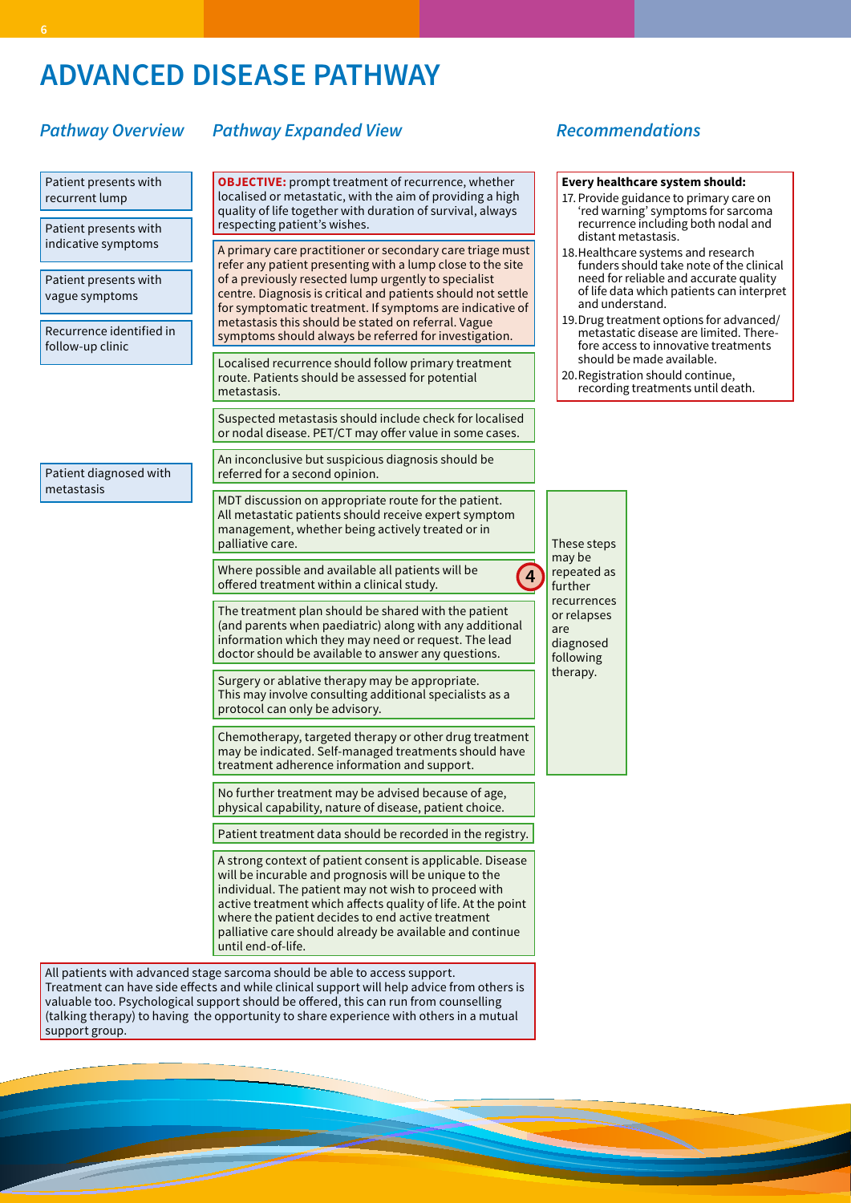# ADVANCED DISEASE PATHWAY

## *Pathway Overview*

- Patient presents with recurrent lump
- Patient presents with indicative symptoms
- Patient presents with vague symptoms
- Recurrence identified in follow-up clinic
- Patient diagnosed with metastasis

## *Pathway Expanded View*

**OBJECTIVE:** prompt treatment of recurrence, whether localised or metastatic, with the aim of providing a high quality of life together with duration of survival, always respecting patient's wishes.

A primary care practitioner or secondary care triage must refer any patient presenting with a lump close to the site of a previously resected lump urgently to specialist centre. Diagnosis is critical and patients should not settle for symptomatic treatment. If symptoms are indicative of metastasis this should be stated on referral. Vague symptoms should always be referred for investigation.

Localised recurrence should follow primary treatment route. Patients should be assessed for potential metastasis.

Suspected metastasis should include check for localised or nodal disease. PET/CT may offer value in some cases.

An inconclusive but suspicious diagnosis should be referred for a second opinion.

MDT discussion on appropriate route for the patient. All metastatic patients should receive expert symptom management, whether being actively treated or in palliative care.

Where possible and available all patients will be offered treatment within a clinical study. **4**

The treatment plan should be shared with the patient (and parents when paediatric) along with any additional information which they may need or request. The lead doctor should be available to answer any questions.

Surgery or ablative therapy may be appropriate. This may involve consulting additional specialists as a protocol can only be advisory.

Chemotherapy, targeted therapy or other drug treatment may be indicated. Self-managed treatments should have treatment adherence information and support.

No further treatment may be advised because of age, physical capability, nature of disease, patient choice.

*These steps may be repeated as further recurrences or relapses are diagnosed following therapy.*

Patient treatment data should be recorded in the registry.

A strong context of patient consent is applicable. Disease will be incurable and prognosis will be unique to the individual. The patient may not wish to proceed with active treatment which affects quality of life. At the point where the patient decides to end active treatment palliative care should already be available and continue until end-of-life.

All patients with advanced stage sarcoma should be able to access support. Treatment can have side effects and while clinical support will help advice from others is valuable too. Psychological support should be offered, this can run from counselling (talking therapy) to having the opportunity to share experience with others in a mutual support group.

## *Recommendations*

**Every healthcare system should:**

17. Provide guidance to primary care on 'red warning' symptoms for sarcoma recurrence including both nodal and distant metastasis.
18. Healthcare systems and research funders should take note of the clinical need for reliable and accurate quality of life data which patients can interpret and understand.
19. Drug treatment options for advanced/metastatic disease are limited. Therefore access to innovative treatments should be made available.
20. Registration should continue, recording treatments until death.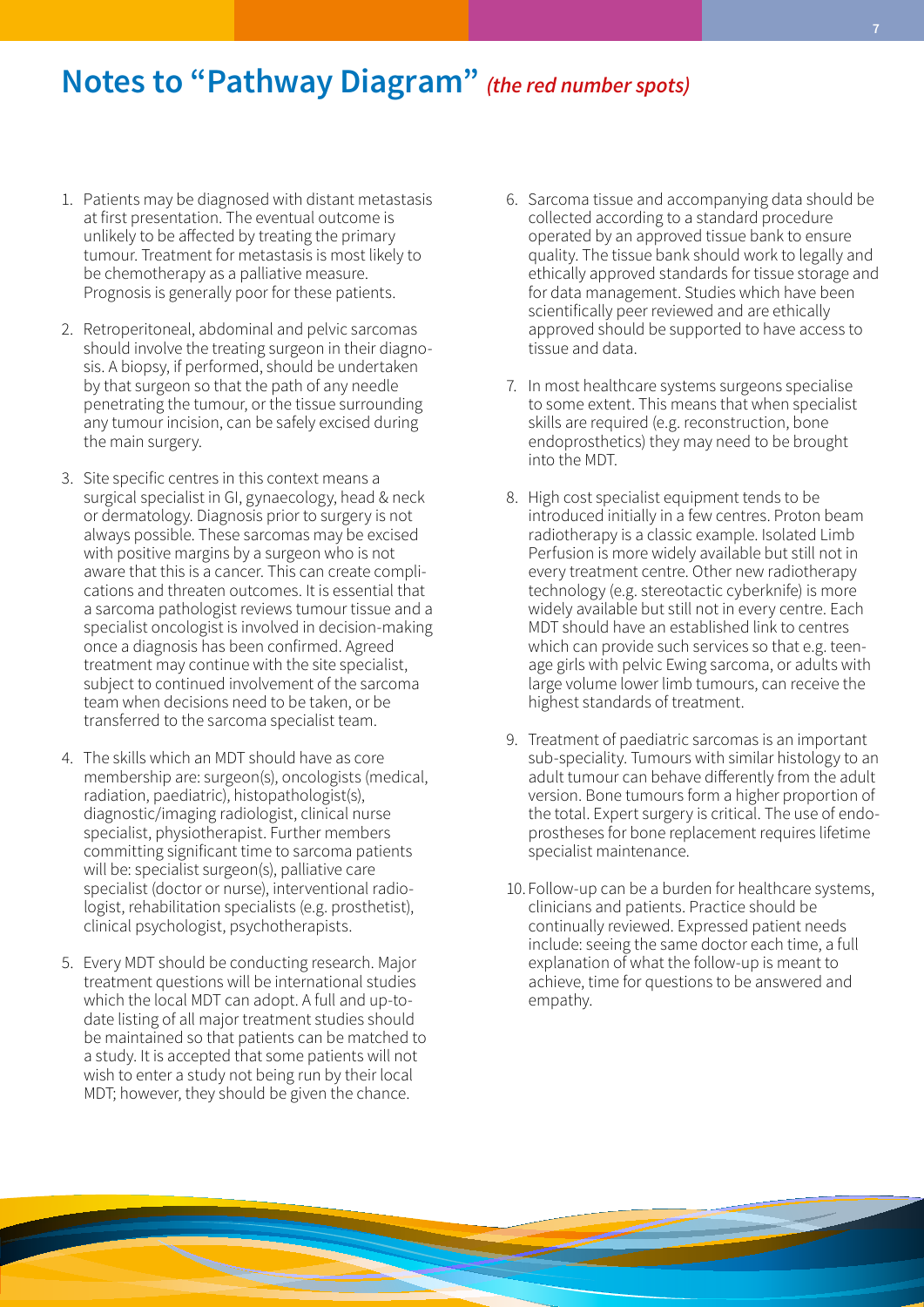# Notes to "Pathway Diagram" *(the red number spots)*

1. Patients may be diagnosed with distant metastasis at first presentation. The eventual outcome is unlikely to be affected by treating the primary tumour. Treatment for metastasis is most likely to be chemotherapy as a palliative measure. Prognosis is generally poor for these patients.
2. Retroperitoneal, abdominal and pelvic sarcomas should involve the treating surgeon in their diagnosis. A biopsy, if performed, should be undertaken by that surgeon so that the path of any needle penetrating the tumour, or the tissue surrounding any tumour incision, can be safely excised during the main surgery.
3. Site specific centres in this context means a surgical specialist in GI, gynaecology, head & neck or dermatology. Diagnosis prior to surgery is not always possible. These sarcomas may be excised with positive margins by a surgeon who is not aware that this is a cancer. This can create complications and threaten outcomes. It is essential that a sarcoma pathologist reviews tumour tissue and a specialist oncologist is involved in decision-making once a diagnosis has been confirmed. Agreed treatment may continue with the site specialist, subject to continued involvement of the sarcoma team when decisions need to be taken, or be transferred to the sarcoma specialist team.
4. The skills which an MDT should have as core membership are: surgeon(s), oncologists (medical, radiation, paediatric), histopathologist(s), diagnostic/imaging radiologist, clinical nurse specialist, physiotherapist. Further members committing significant time to sarcoma patients will be: specialist surgeon(s), palliative care specialist (doctor or nurse), interventional radiologist, rehabilitation specialists (e.g. prosthetist), clinical psychologist, psychotherapists.
5. Every MDT should be conducting research. Major treatment questions will be international studies which the local MDT can adopt. A full and up-to-date listing of all major treatment studies should be maintained so that patients can be matched to a study. It is accepted that some patients will not wish to enter a study not being run by their local MDT; however, they should be given the chance.
6. Sarcoma tissue and accompanying data should be collected according to a standard procedure operated by an approved tissue bank to ensure quality. The tissue bank should work to legally and ethically approved standards for tissue storage and for data management. Studies which have been scientifically peer reviewed and are ethically approved should be supported to have access to tissue and data.
7. In most healthcare systems surgeons specialise to some extent. This means that when specialist skills are required (e.g. reconstruction, bone endoprosthetics) they may need to be brought into the MDT.
8. High cost specialist equipment tends to be introduced initially in a few centres. Proton beam radiotherapy is a classic example. Isolated Limb Perfusion is more widely available but still not in every treatment centre. Other new radiotherapy technology (e.g. stereotactic cyberknife) is more widely available but still not in every centre. Each MDT should have an established link to centres which can provide such services so that e.g. teenage girls with pelvic Ewing sarcoma, or adults with large volume lower limb tumours, can receive the highest standards of treatment.
9. Treatment of paediatric sarcomas is an important sub-speciality. Tumours with similar histology to an adult tumour can behave differently from the adult version. Bone tumours form a higher proportion of the total. Expert surgery is critical. The use of endoprostheses for bone replacement requires lifetime specialist maintenance.
10. Follow-up can be a burden for healthcare systems, clinicians and patients. Practice should be continually reviewed. Expressed patient needs include: seeing the same doctor each time, a full explanation of what the follow-up is meant to achieve, time for questions to be answered and empathy.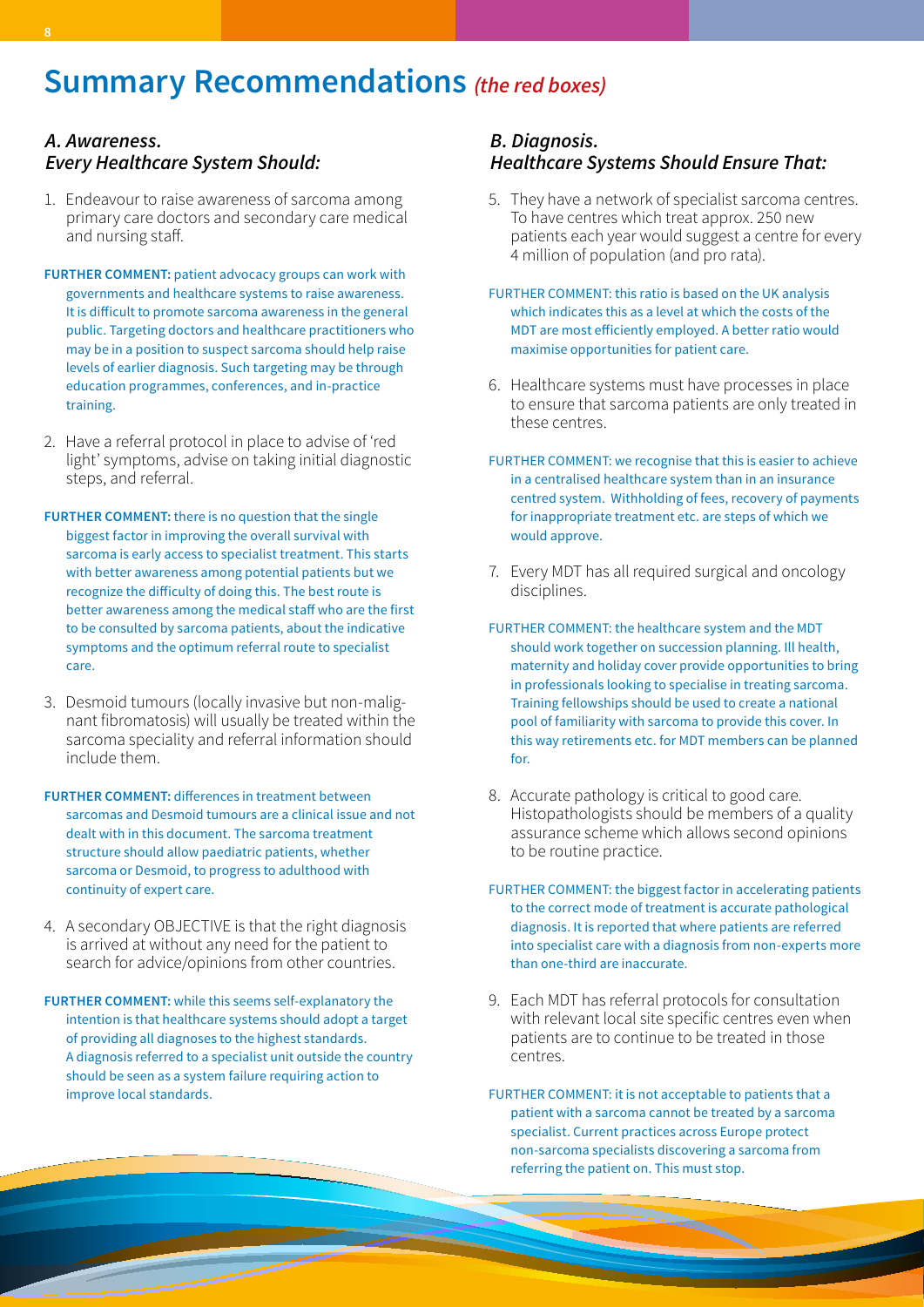# Summary Recommendations *(the red boxes)*

### *A. Awareness. Every Healthcare System Should:*

1. Endeavour to raise awareness of sarcoma among primary care doctors and secondary care medical and nursing staff.

**FURTHER COMMENT:** patient advocacy groups can work with governments and healthcare systems to raise awareness. It is difficult to promote sarcoma awareness in the general public. Targeting doctors and healthcare practitioners who may be in a position to suspect sarcoma should help raise levels of earlier diagnosis. Such targeting may be through education programmes, conferences, and in-practice training.

2. Have a referral protocol in place to advise of 'red light' symptoms, advise on taking initial diagnostic steps, and referral.

**FURTHER COMMENT:** there is no question that the single biggest factor in improving the overall survival with sarcoma is early access to specialist treatment. This starts with better awareness among potential patients but we recognize the difficulty of doing this. The best route is better awareness among the medical staff who are the first to be consulted by sarcoma patients, about the indicative symptoms and the optimum referral route to specialist care.

3. Desmoid tumours (locally invasive but non-malignant fibromatosis) will usually be treated within the sarcoma speciality and referral information should include them.

**FURTHER COMMENT:** differences in treatment between sarcomas and Desmoid tumours are a clinical issue and not dealt with in this document. The sarcoma treatment structure should allow paediatric patients, whether sarcoma or Desmoid, to progress to adulthood with continuity of expert care.

4. A secondary OBJECTIVE is that the right diagnosis is arrived at without any need for the patient to search for advice/opinions from other countries.

**FURTHER COMMENT:** while this seems self-explanatory the intention is that healthcare systems should adopt a target of providing all diagnoses to the highest standards. A diagnosis referred to a specialist unit outside the country should be seen as a system failure requiring action to improve local standards.

### *B. Diagnosis. Healthcare Systems Should Ensure That:*

5. They have a network of specialist sarcoma centres. To have centres which treat approx. 250 new patients each year would suggest a centre for every 4 million of population (and pro rata).

FURTHER COMMENT: this ratio is based on the UK analysis which indicates this as a level at which the costs of the MDT are most efficiently employed. A better ratio would maximise opportunities for patient care.

6. Healthcare systems must have processes in place to ensure that sarcoma patients are only treated in these centres.

FURTHER COMMENT: we recognise that this is easier to achieve in a centralised healthcare system than in an insurance centred system. Withholding of fees, recovery of payments for inappropriate treatment etc. are steps of which we would approve.

7. Every MDT has all required surgical and oncology disciplines.

FURTHER COMMENT: the healthcare system and the MDT should work together on succession planning. Ill health, maternity and holiday cover provide opportunities to bring in professionals looking to specialise in treating sarcoma. Training fellowships should be used to create a national pool of familiarity with sarcoma to provide this cover. In this way retirements etc. for MDT members can be planned for.

8. Accurate pathology is critical to good care. Histopathologists should be members of a quality assurance scheme which allows second opinions to be routine practice.

FURTHER COMMENT: the biggest factor in accelerating patients to the correct mode of treatment is accurate pathological diagnosis. It is reported that where patients are referred into specialist care with a diagnosis from non-experts more than one-third are inaccurate.

9. Each MDT has referral protocols for consultation with relevant local site specific centres even when patients are to continue to be treated in those centres.

FURTHER COMMENT: it is not acceptable to patients that a patient with a sarcoma cannot be treated by a sarcoma specialist. Current practices across Europe protect non-sarcoma specialists discovering a sarcoma from referring the patient on. This must stop.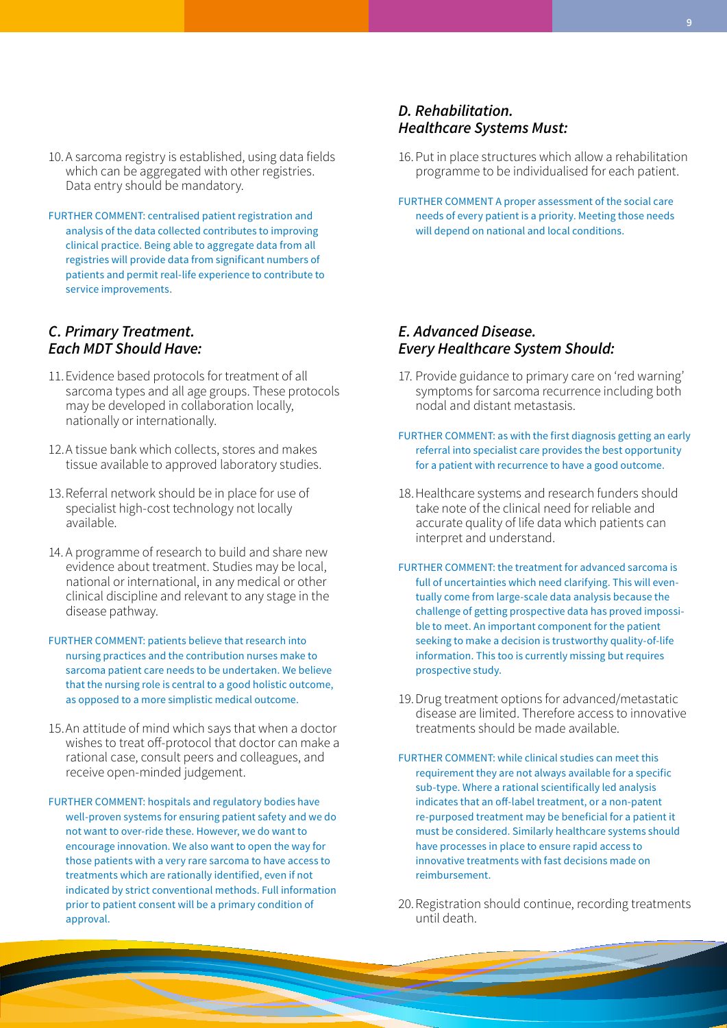10. A sarcoma registry is established, using data fields which can be aggregated with other registries. Data entry should be mandatory.

FURTHER COMMENT: centralised patient registration and analysis of the data collected contributes to improving clinical practice. Being able to aggregate data from all registries will provide data from significant numbers of patients and permit real-life experience to contribute to service improvements.

### *C. Primary Treatment. Each MDT Should Have:*

11. Evidence based protocols for treatment of all sarcoma types and all age groups. These protocols may be developed in collaboration locally, nationally or internationally.

12. A tissue bank which collects, stores and makes tissue available to approved laboratory studies.

13. Referral network should be in place for use of specialist high-cost technology not locally available.

14. A programme of research to build and share new evidence about treatment. Studies may be local, national or international, in any medical or other clinical discipline and relevant to any stage in the disease pathway.

FURTHER COMMENT: patients believe that research into nursing practices and the contribution nurses make to sarcoma patient care needs to be undertaken. We believe that the nursing role is central to a good holistic outcome, as opposed to a more simplistic medical outcome.

15. An attitude of mind which says that when a doctor wishes to treat off-protocol that doctor can make a rational case, consult peers and colleagues, and receive open-minded judgement.

FURTHER COMMENT: hospitals and regulatory bodies have well-proven systems for ensuring patient safety and we do not want to over-ride these. However, we do want to encourage innovation. We also want to open the way for those patients with a very rare sarcoma to have access to treatments which are rationally identified, even if not indicated by strict conventional methods. Full information prior to patient consent will be a primary condition of approval.

### *D. Rehabilitation. Healthcare Systems Must:*

16. Put in place structures which allow a rehabilitation programme to be individualised for each patient.

FURTHER COMMENT A proper assessment of the social care needs of every patient is a priority. Meeting those needs will depend on national and local conditions.

### *E. Advanced Disease. Every Healthcare System Should:*

17. Provide guidance to primary care on 'red warning' symptoms for sarcoma recurrence including both nodal and distant metastasis.

FURTHER COMMENT: as with the first diagnosis getting an early referral into specialist care provides the best opportunity for a patient with recurrence to have a good outcome.

18. Healthcare systems and research funders should take note of the clinical need for reliable and accurate quality of life data which patients can interpret and understand.

FURTHER COMMENT: the treatment for advanced sarcoma is full of uncertainties which need clarifying. This will eventually come from large-scale data analysis because the challenge of getting prospective data has proved impossible to meet. An important component for the patient seeking to make a decision is trustworthy quality-of-life information. This too is currently missing but requires prospective study.

19. Drug treatment options for advanced/metastatic disease are limited. Therefore access to innovative treatments should be made available.

FURTHER COMMENT: while clinical studies can meet this requirement they are not always available for a specific sub-type. Where a rational scientifically led analysis indicates that an off-label treatment, or a non-patent re-purposed treatment may be beneficial for a patient it must be considered. Similarly healthcare systems should have processes in place to ensure rapid access to innovative treatments with fast decisions made on reimbursement.

20. Registration should continue, recording treatments until death.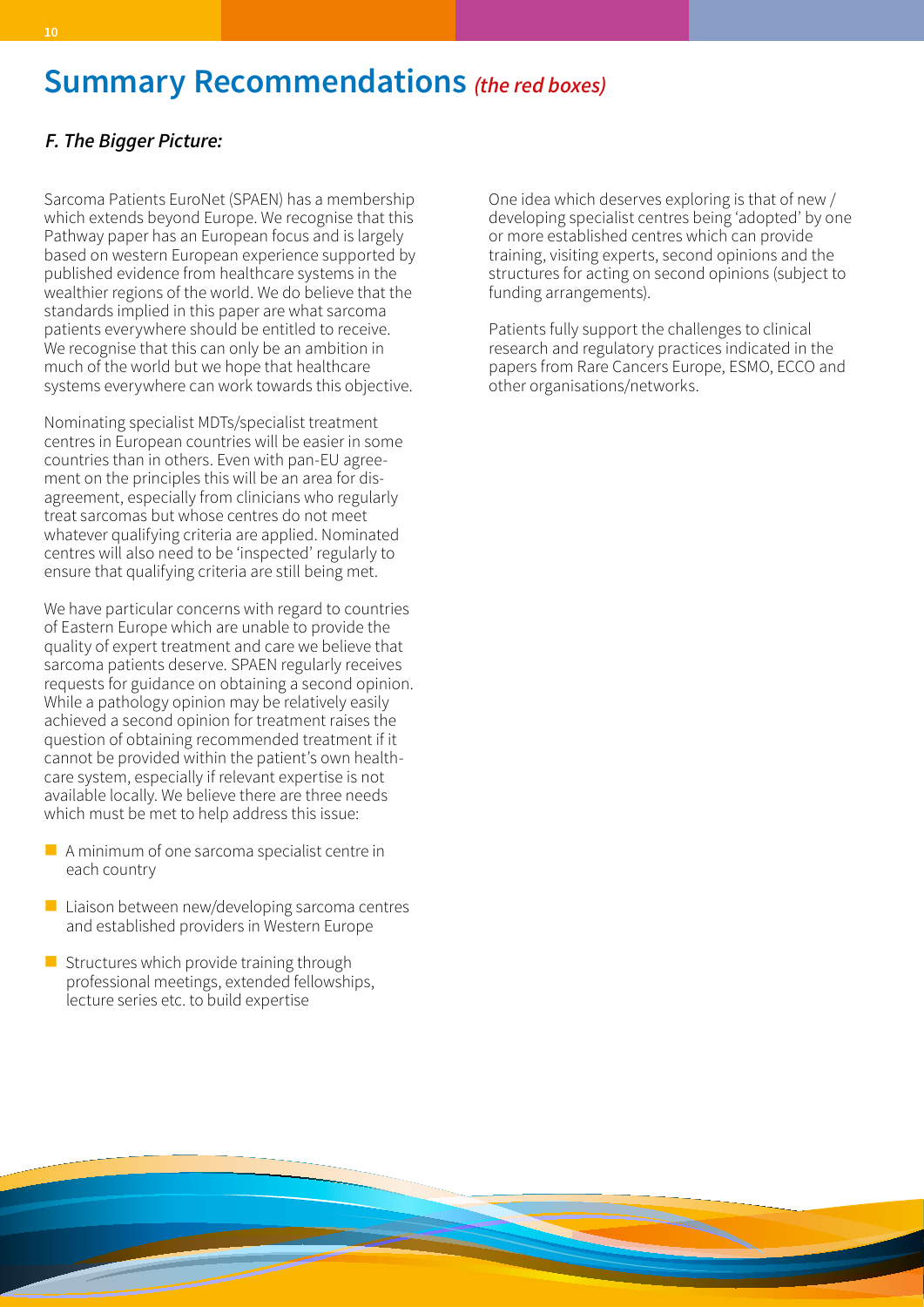## Summary Recommendations *(the red boxes)*

### *F. The Bigger Picture:*

Sarcoma Patients EuroNet (SPAEN) has a membership which extends beyond Europe. We recognise that this Pathway paper has an European focus and is largely based on western European experience supported by published evidence from healthcare systems in the wealthier regions of the world. We do believe that the standards implied in this paper are what sarcoma patients everywhere should be entitled to receive. We recognise that this can only be an ambition in much of the world but we hope that healthcare systems everywhere can work towards this objective.

Nominating specialist MDTs/specialist treatment centres in European countries will be easier in some countries than in others. Even with pan-EU agreement on the principles this will be an area for disagreement, especially from clinicians who regularly treat sarcomas but whose centres do not meet whatever qualifying criteria are applied. Nominated centres will also need to be 'inspected' regularly to ensure that qualifying criteria are still being met.

We have particular concerns with regard to countries of Eastern Europe which are unable to provide the quality of expert treatment and care we believe that sarcoma patients deserve. SPAEN regularly receives requests for guidance on obtaining a second opinion. While a pathology opinion may be relatively easily achieved a second opinion for treatment raises the question of obtaining recommended treatment if it cannot be provided within the patient's own healthcare system, especially if relevant expertise is not available locally. We believe there are three needs which must be met to help address this issue:

- A minimum of one sarcoma specialist centre in each country
- Liaison between new/developing sarcoma centres and established providers in Western Europe
- Structures which provide training through professional meetings, extended fellowships, lecture series etc. to build expertise

One idea which deserves exploring is that of new / developing specialist centres being 'adopted' by one or more established centres which can provide training, visiting experts, second opinions and the structures for acting on second opinions (subject to funding arrangements).

Patients fully support the challenges to clinical research and regulatory practices indicated in the papers from Rare Cancers Europe, ESMO, ECCO and other organisations/networks.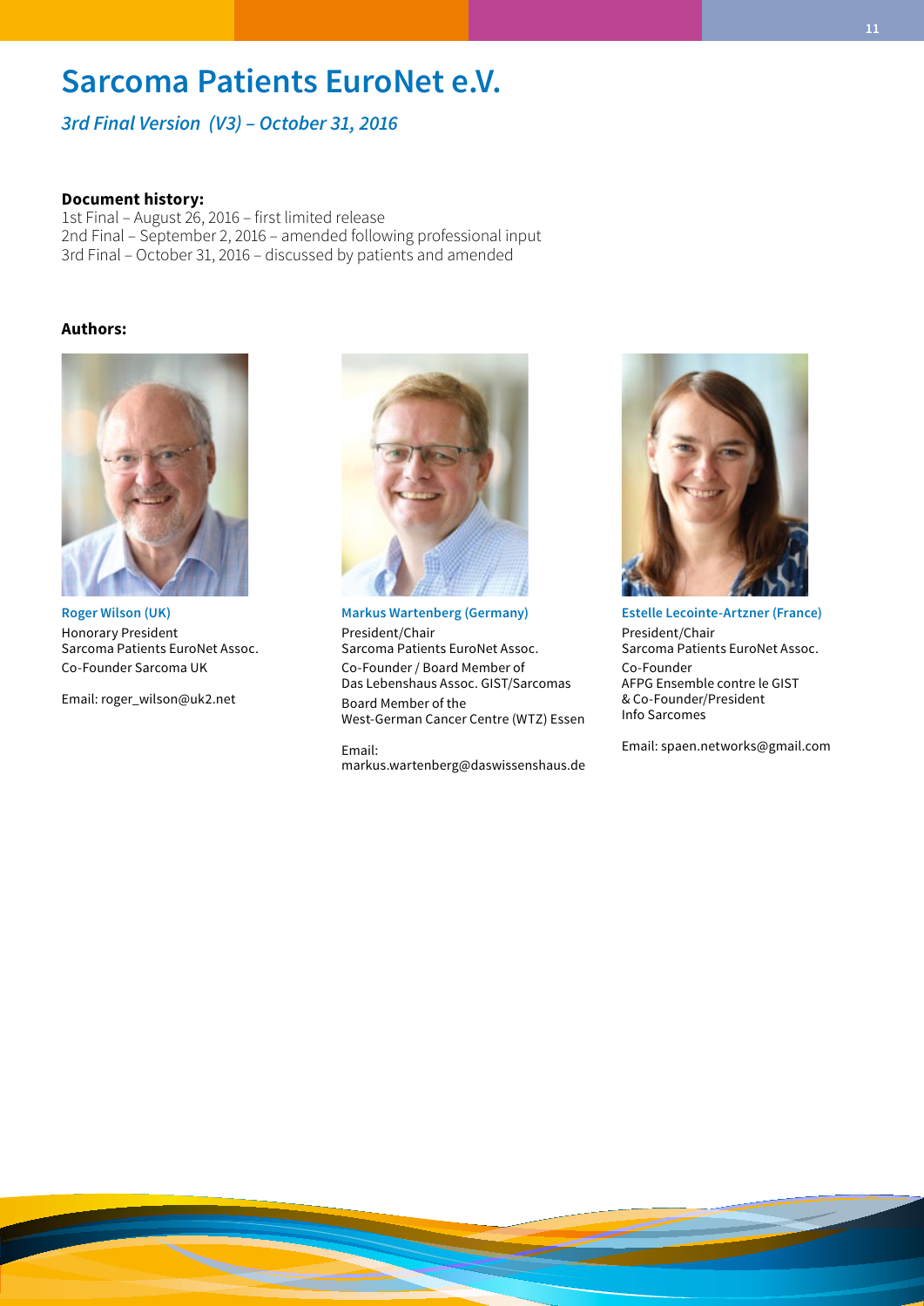# Sarcoma Patients EuroNet e.V.

*3rd Final Version (V3) – October 31, 2016*

**Document history:**

1st Final – August 26, 2016 – first limited release
2nd Final – September 2, 2016 – amended following professional input
3rd Final – October 31, 2016 – discussed by patients and amended

**Authors:**

**Roger Wilson (UK)**
Honorary President
Sarcoma Patients EuroNet Assoc.
Co-Founder Sarcoma UK

Email: roger_wilson@uk2.net

**Markus Wartenberg (Germany)**
President/Chair
Sarcoma Patients EuroNet Assoc.
Co-Founder / Board Member of
Das Lebenshaus Assoc. GIST/Sarcomas
Board Member of the
West-German Cancer Centre (WTZ) Essen

Email:
markus.wartenberg@daswissenshaus.de

**Estelle Lecointe-Artzner (France)**
President/Chair
Sarcoma Patients EuroNet Assoc.
Co-Founder
AFPG Ensemble contre le GIST
& Co-Founder/President
Info Sarcomes

Email: spaen.networks@gmail.com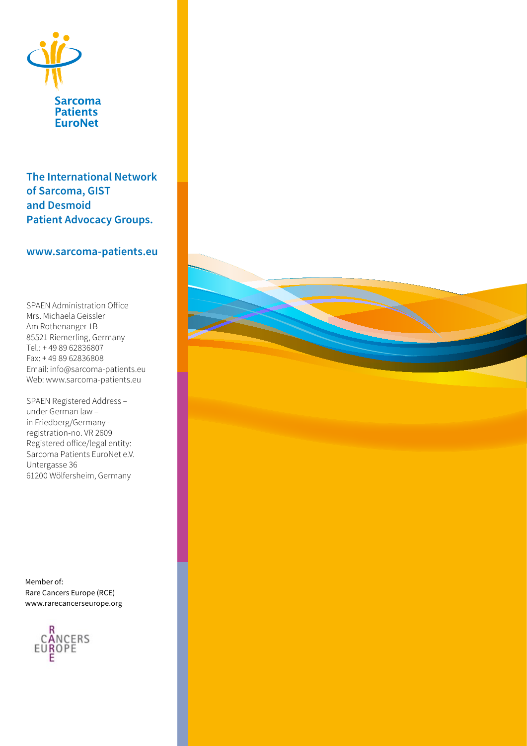Sarcoma
Patients
EuroNet

**The International Network of Sarcoma, GIST and Desmoid Patient Advocacy Groups.**

**www.sarcoma-patients.eu**

SPAEN Administration Office
Mrs. Michaela Geissler
Am Rothenanger 1B
85521 Riemerling, Germany
Tel.: + 49 89 62836807
Fax: + 49 89 62836808
Email: info@sarcoma-patients.eu
Web: www.sarcoma-patients.eu

SPAEN Registered Address –
under German law –
in Friedberg/Germany -
registration-no. VR 2609
Registered office/legal entity:
Sarcoma Patients EuroNet e.V.
Untergasse 36
61200 Wölfersheim, Germany

Member of:
Rare Cancers Europe (RCE)
www.rarecancerseurope.org

RARE CANCERS EUROPE